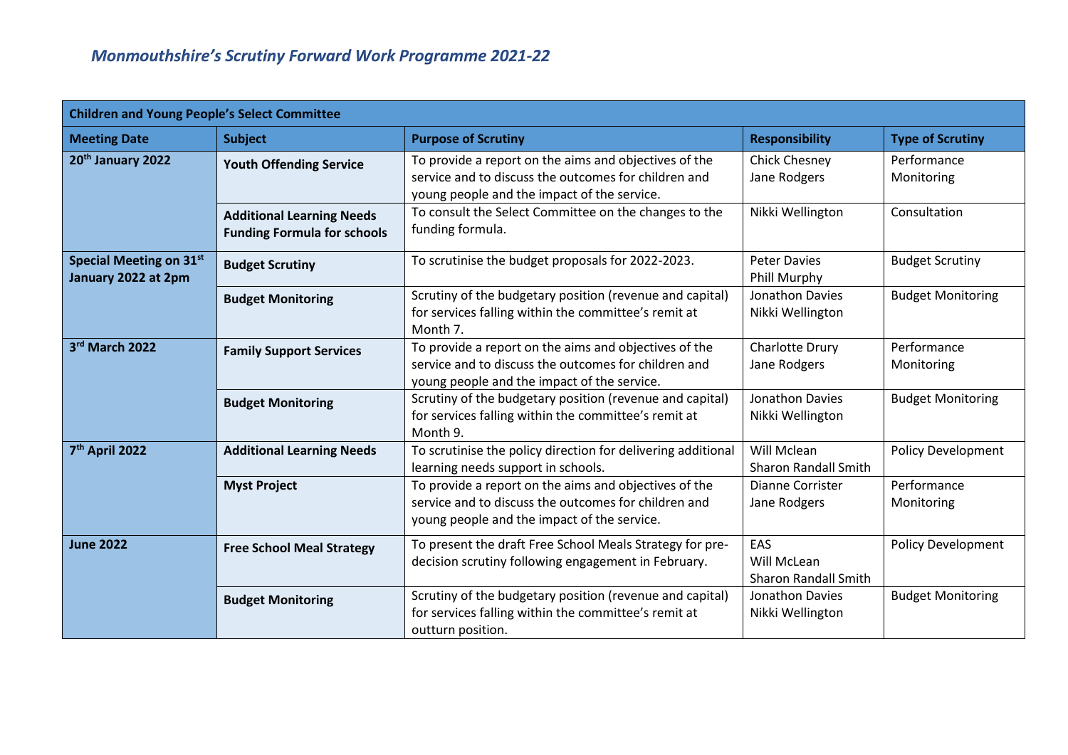# *Monmouthshire's Scrutiny Forward Work Programme 2021-22*

| Children and Young People's Select Committee | | | | |
|---|---|---|---|---|
| **Meeting Date** | **Subject** | **Purpose of Scrutiny** | **Responsibility** | **Type of Scrutiny** |
| **20th January 2022** | **Youth Offending Service** | To provide a report on the aims and objectives of the service and to discuss the outcomes for children and young people and the impact of the service. | Chick Chesney<br>Jane Rodgers | Performance Monitoring |
| | **Additional Learning Needs Funding Formula for schools** | To consult the Select Committee on the changes to the funding formula. | Nikki Wellington | Consultation |
| **Special Meeting on 31st January 2022 at 2pm** | **Budget Scrutiny** | To scrutinise the budget proposals for 2022-2023. | Peter Davies<br>Phill Murphy | Budget Scrutiny |
| | **Budget Monitoring** | Scrutiny of the budgetary position (revenue and capital) for services falling within the committee's remit at Month 7. | Jonathon Davies<br>Nikki Wellington | Budget Monitoring |
| **3rd March 2022** | **Family Support Services** | To provide a report on the aims and objectives of the service and to discuss the outcomes for children and young people and the impact of the service. | Charlotte Drury<br>Jane Rodgers | Performance Monitoring |
| | **Budget Monitoring** | Scrutiny of the budgetary position (revenue and capital) for services falling within the committee's remit at Month 9. | Jonathon Davies<br>Nikki Wellington | Budget Monitoring |
| **7th April 2022** | **Additional Learning Needs** | To scrutinise the policy direction for delivering additional learning needs support in schools. | Will Mclean<br>Sharon Randall Smith | Policy Development |
| | **Myst Project** | To provide a report on the aims and objectives of the service and to discuss the outcomes for children and young people and the impact of the service. | Dianne Corrister<br>Jane Rodgers | Performance Monitoring |
| **June 2022** | **Free School Meal Strategy** | To present the draft Free School Meals Strategy for pre-decision scrutiny following engagement in February. | EAS<br>Will McLean<br>Sharon Randall Smith | Policy Development |
| | **Budget Monitoring** | Scrutiny of the budgetary position (revenue and capital) for services falling within the committee's remit at outturn position. | Jonathon Davies<br>Nikki Wellington | Budget Monitoring |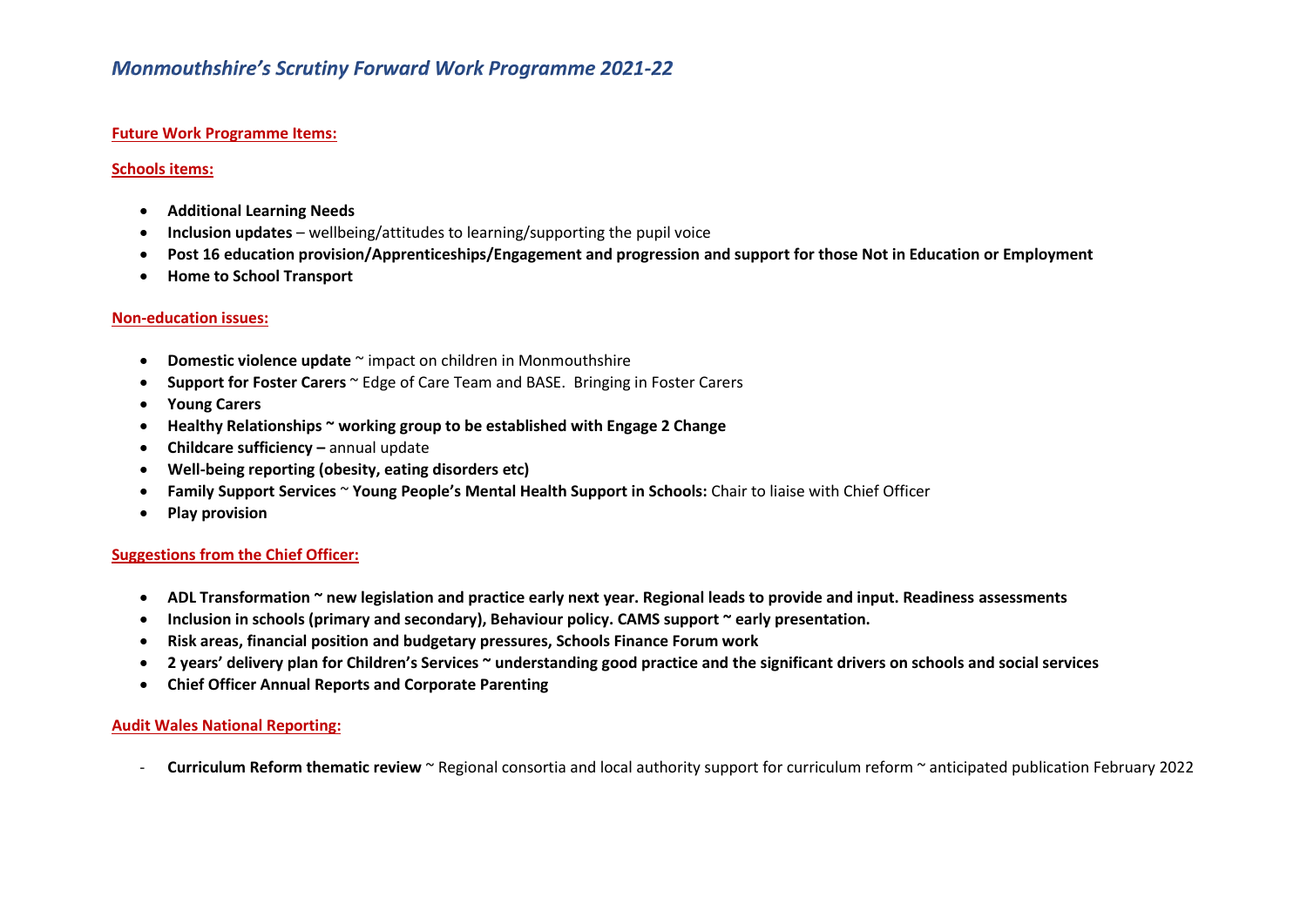# *Monmouthshire's Scrutiny Forward Work Programme 2021-22*

**Future Work Programme Items:**

**Schools items:**

- **Additional Learning Needs**
- **Inclusion updates** – wellbeing/attitudes to learning/supporting the pupil voice
- **Post 16 education provision/Apprenticeships/Engagement and progression and support for those Not in Education or Employment**
- **Home to School Transport**

**Non-education issues:**

- **Domestic violence update** ~ impact on children in Monmouthshire
- **Support for Foster Carers** ~ Edge of Care Team and BASE. Bringing in Foster Carers
- **Young Carers**
- **Healthy Relationships ~ working group to be established with Engage 2 Change**
- **Childcare sufficiency –** annual update
- **Well-being reporting (obesity, eating disorders etc)**
- **Family Support Services** ~ **Young People's Mental Health Support in Schools:** Chair to liaise with Chief Officer
- **Play provision**

**Suggestions from the Chief Officer:**

- **ADL Transformation ~ new legislation and practice early next year. Regional leads to provide and input. Readiness assessments**
- **Inclusion in schools (primary and secondary), Behaviour policy. CAMS support ~ early presentation.**
- **Risk areas, financial position and budgetary pressures, Schools Finance Forum work**
- **2 years' delivery plan for Children's Services ~ understanding good practice and the significant drivers on schools and social services**
- **Chief Officer Annual Reports and Corporate Parenting**

**Audit Wales National Reporting:**

- **Curriculum Reform thematic review** ~ Regional consortia and local authority support for curriculum reform ~ anticipated publication February 2022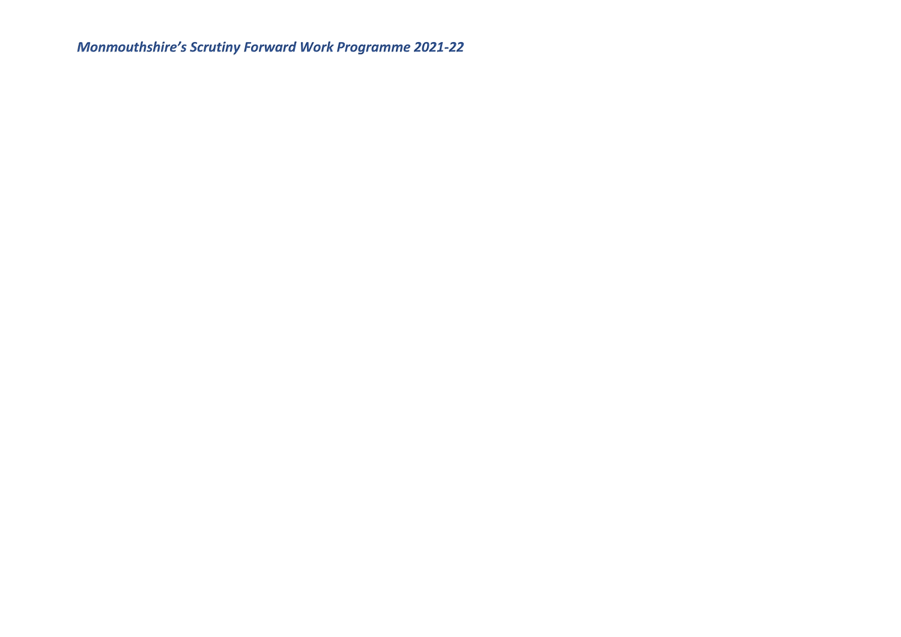*Monmouthshire's Scrutiny Forward Work Programme 2021-22*